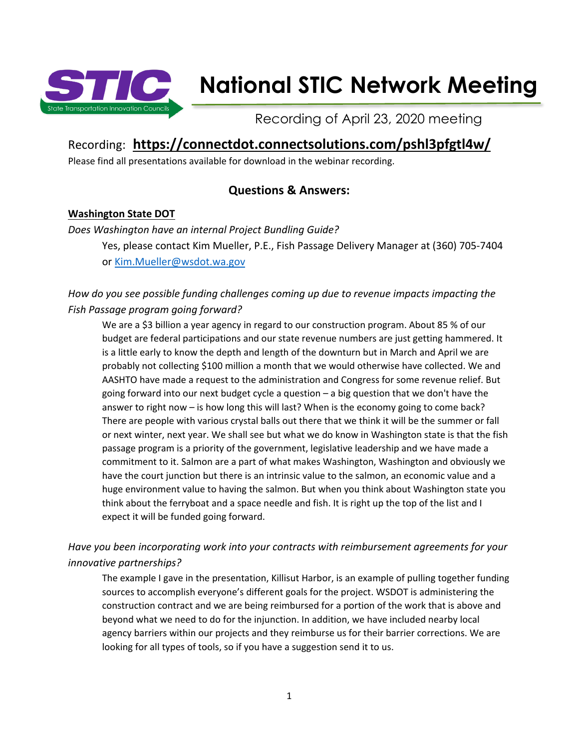# National STIC Network Meeting

Recording of April 23, 2020 meeting

Recording: **https://connectdot.connectsolutions.com/pshl3pfgtl4w/**

Please find all presentations available for download in the webinar recording.

## Questions & Answers:

**Washington State DOT**

*Does Washington have an internal Project Bundling Guide?*

Yes, please contact Kim Mueller, P.E., Fish Passage Delivery Manager at (360) 705-7404 or Kim.Mueller@wsdot.wa.gov

*How do you see possible funding challenges coming up due to revenue impacts impacting the Fish Passage program going forward?*

We are a $3 billion a year agency in regard to our construction program. About 85 % of our budget are federal participations and our state revenue numbers are just getting hammered. It is a little early to know the depth and length of the downturn but in March and April we are probably not collecting $100 million a month that we would otherwise have collected. We and AASHTO have made a request to the administration and Congress for some revenue relief. But going forward into our next budget cycle a question – a big question that we don't have the answer to right now – is how long this will last? When is the economy going to come back? There are people with various crystal balls out there that we think it will be the summer or fall or next winter, next year. We shall see but what we do know in Washington state is that the fish passage program is a priority of the government, legislative leadership and we have made a commitment to it. Salmon are a part of what makes Washington, Washington and obviously we have the court junction but there is an intrinsic value to the salmon, an economic value and a huge environment value to having the salmon. But when you think about Washington state you think about the ferryboat and a space needle and fish. It is right up the top of the list and I expect it will be funded going forward.

*Have you been incorporating work into your contracts with reimbursement agreements for your innovative partnerships?*

The example I gave in the presentation, Killisut Harbor, is an example of pulling together funding sources to accomplish everyone's different goals for the project. WSDOT is administering the construction contract and we are being reimbursed for a portion of the work that is above and beyond what we need to do for the injunction. In addition, we have included nearby local agency barriers within our projects and they reimburse us for their barrier corrections. We are looking for all types of tools, so if you have a suggestion send it to us.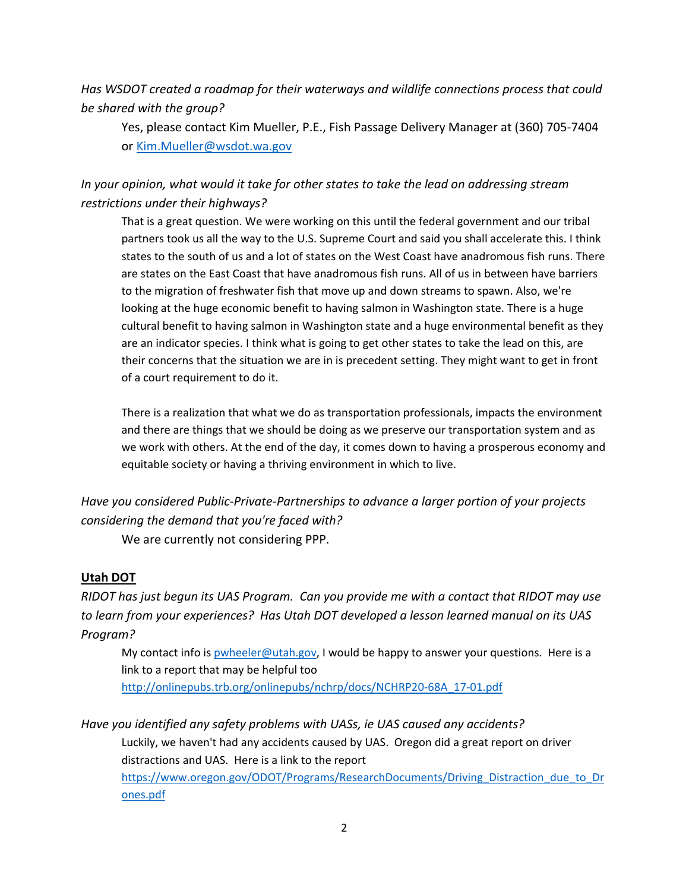*Has WSDOT created a roadmap for their waterways and wildlife connections process that could be shared with the group?*

Yes, please contact Kim Mueller, P.E., Fish Passage Delivery Manager at (360) 705-7404 or [Kim.Mueller@wsdot.wa.gov](mailto:Kim.Mueller@wsdot.wa.gov)

*In your opinion, what would it take for other states to take the lead on addressing stream restrictions under their highways?*

That is a great question. We were working on this until the federal government and our tribal partners took us all the way to the U.S. Supreme Court and said you shall accelerate this. I think states to the south of us and a lot of states on the West Coast have anadromous fish runs. There are states on the East Coast that have anadromous fish runs. All of us in between have barriers to the migration of freshwater fish that move up and down streams to spawn. Also, we're looking at the huge economic benefit to having salmon in Washington state. There is a huge cultural benefit to having salmon in Washington state and a huge environmental benefit as they are an indicator species. I think what is going to get other states to take the lead on this, are their concerns that the situation we are in is precedent setting. They might want to get in front of a court requirement to do it.

There is a realization that what we do as transportation professionals, impacts the environment and there are things that we should be doing as we preserve our transportation system and as we work with others. At the end of the day, it comes down to having a prosperous economy and equitable society or having a thriving environment in which to live.

*Have you considered Public-Private-Partnerships to advance a larger portion of your projects considering the demand that you're faced with?*

We are currently not considering PPP.

**Utah DOT**

*RIDOT has just begun its UAS Program. Can you provide me with a contact that RIDOT may use to learn from your experiences? Has Utah DOT developed a lesson learned manual on its UAS Program?*

My contact info is [pwheeler@utah.gov](mailto:pwheeler@utah.gov), I would be happy to answer your questions. Here is a link to a report that may be helpful too [http://onlinepubs.trb.org/onlinepubs/nchrp/docs/NCHRP20-68A_17-01.pdf](http://onlinepubs.trb.org/onlinepubs/nchrp/docs/NCHRP20-68A_17-01.pdf)

*Have you identified any safety problems with UASs, ie UAS caused any accidents?*

Luckily, we haven't had any accidents caused by UAS. Oregon did a great report on driver distractions and UAS. Here is a link to the report [https://www.oregon.gov/ODOT/Programs/ResearchDocuments/Driving_Distraction_due_to_Drones.pdf](https://www.oregon.gov/ODOT/Programs/ResearchDocuments/Driving_Distraction_due_to_Drones.pdf)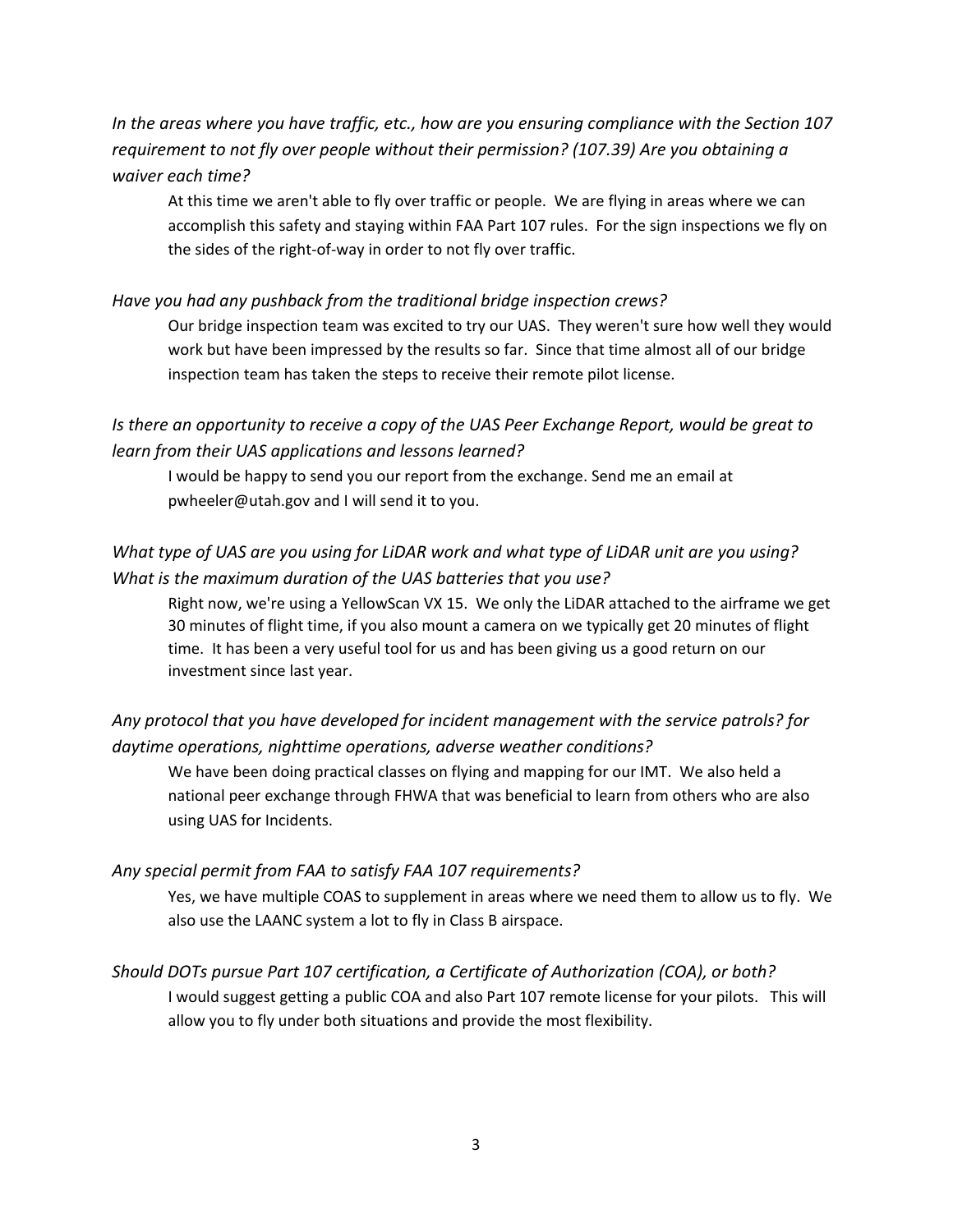*In the areas where you have traffic, etc., how are you ensuring compliance with the Section 107 requirement to not fly over people without their permission? (107.39) Are you obtaining a waiver each time?*

At this time we aren't able to fly over traffic or people. We are flying in areas where we can accomplish this safety and staying within FAA Part 107 rules. For the sign inspections we fly on the sides of the right-of-way in order to not fly over traffic.

*Have you had any pushback from the traditional bridge inspection crews?*

Our bridge inspection team was excited to try our UAS. They weren't sure how well they would work but have been impressed by the results so far. Since that time almost all of our bridge inspection team has taken the steps to receive their remote pilot license.

*Is there an opportunity to receive a copy of the UAS Peer Exchange Report, would be great to learn from their UAS applications and lessons learned?*

I would be happy to send you our report from the exchange. Send me an email at pwheeler@utah.gov and I will send it to you.

*What type of UAS are you using for LiDAR work and what type of LiDAR unit are you using? What is the maximum duration of the UAS batteries that you use?*

Right now, we're using a YellowScan VX 15. We only the LiDAR attached to the airframe we get 30 minutes of flight time, if you also mount a camera on we typically get 20 minutes of flight time. It has been a very useful tool for us and has been giving us a good return on our investment since last year.

*Any protocol that you have developed for incident management with the service patrols? for daytime operations, nighttime operations, adverse weather conditions?*

We have been doing practical classes on flying and mapping for our IMT. We also held a national peer exchange through FHWA that was beneficial to learn from others who are also using UAS for Incidents.

*Any special permit from FAA to satisfy FAA 107 requirements?*

Yes, we have multiple COAS to supplement in areas where we need them to allow us to fly. We also use the LAANC system a lot to fly in Class B airspace.

*Should DOTs pursue Part 107 certification, a Certificate of Authorization (COA), or both?*

I would suggest getting a public COA and also Part 107 remote license for your pilots. This will allow you to fly under both situations and provide the most flexibility.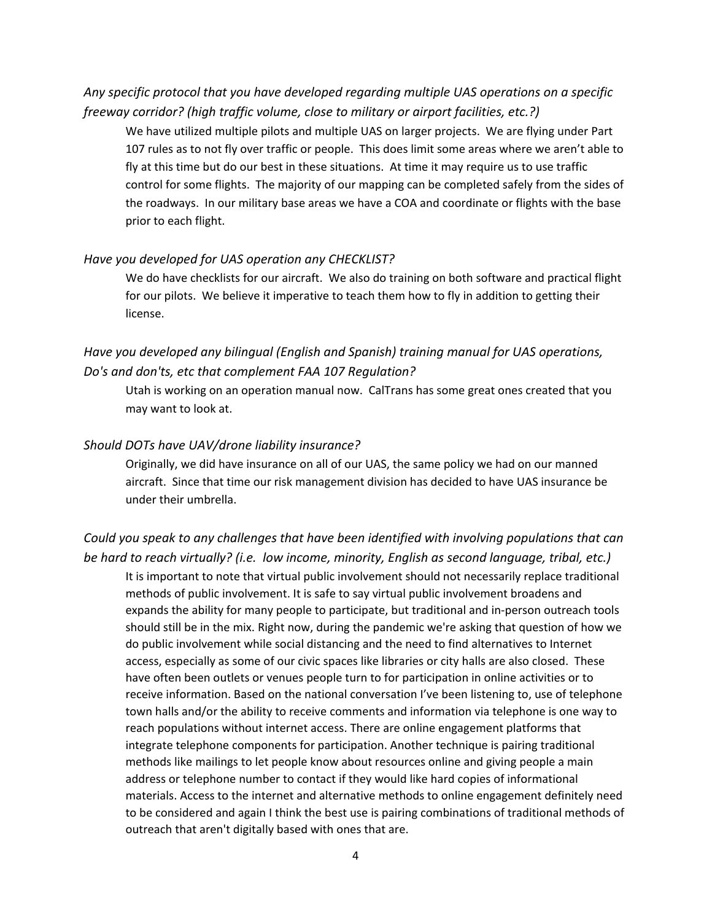*Any specific protocol that you have developed regarding multiple UAS operations on a specific freeway corridor? (high traffic volume, close to military or airport facilities, etc.?)*

We have utilized multiple pilots and multiple UAS on larger projects. We are flying under Part 107 rules as to not fly over traffic or people. This does limit some areas where we aren't able to fly at this time but do our best in these situations. At time it may require us to use traffic control for some flights. The majority of our mapping can be completed safely from the sides of the roadways. In our military base areas we have a COA and coordinate or flights with the base prior to each flight.

*Have you developed for UAS operation any CHECKLIST?*

We do have checklists for our aircraft. We also do training on both software and practical flight for our pilots. We believe it imperative to teach them how to fly in addition to getting their license.

*Have you developed any bilingual (English and Spanish) training manual for UAS operations, Do's and don'ts, etc that complement FAA 107 Regulation?*

Utah is working on an operation manual now. CalTrans has some great ones created that you may want to look at.

*Should DOTs have UAV/drone liability insurance?*

Originally, we did have insurance on all of our UAS, the same policy we had on our manned aircraft. Since that time our risk management division has decided to have UAS insurance be under their umbrella.

*Could you speak to any challenges that have been identified with involving populations that can be hard to reach virtually? (i.e. low income, minority, English as second language, tribal, etc.)*

It is important to note that virtual public involvement should not necessarily replace traditional methods of public involvement. It is safe to say virtual public involvement broadens and expands the ability for many people to participate, but traditional and in-person outreach tools should still be in the mix. Right now, during the pandemic we're asking that question of how we do public involvement while social distancing and the need to find alternatives to Internet access, especially as some of our civic spaces like libraries or city halls are also closed. These have often been outlets or venues people turn to for participation in online activities or to receive information. Based on the national conversation I've been listening to, use of telephone town halls and/or the ability to receive comments and information via telephone is one way to reach populations without internet access. There are online engagement platforms that integrate telephone components for participation. Another technique is pairing traditional methods like mailings to let people know about resources online and giving people a main address or telephone number to contact if they would like hard copies of informational materials. Access to the internet and alternative methods to online engagement definitely need to be considered and again I think the best use is pairing combinations of traditional methods of outreach that aren't digitally based with ones that are.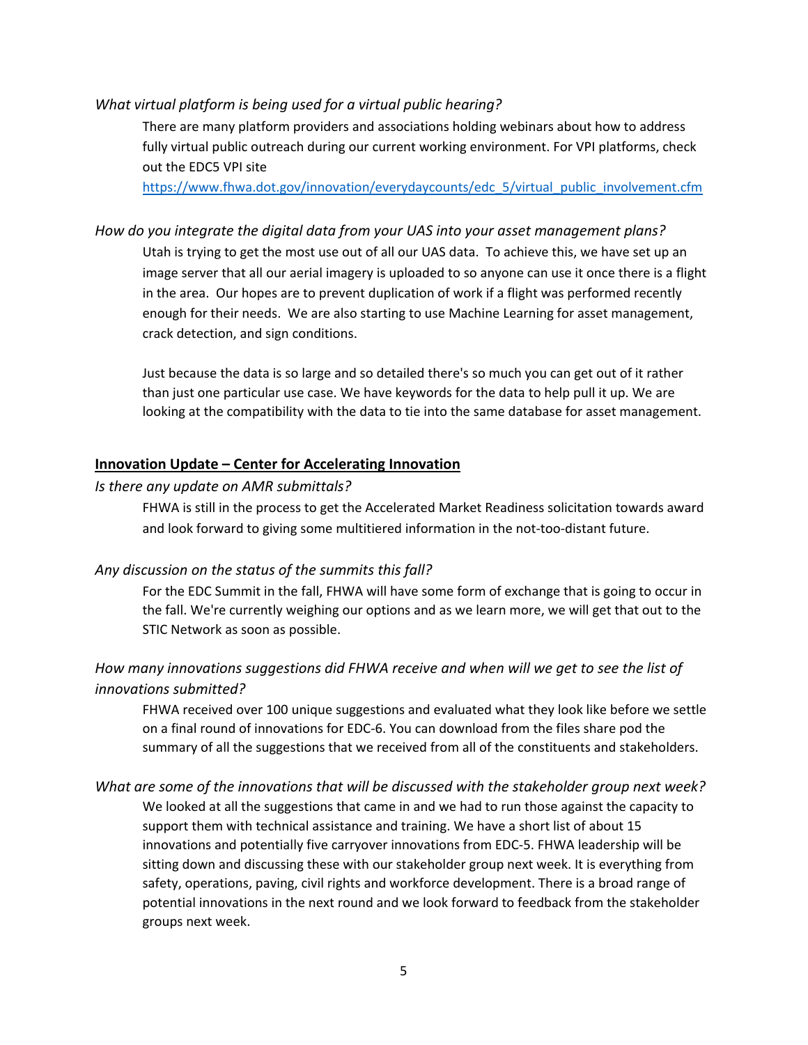*What virtual platform is being used for a virtual public hearing?*

There are many platform providers and associations holding webinars about how to address fully virtual public outreach during our current working environment. For VPI platforms, check out the EDC5 VPI site https://www.fhwa.dot.gov/innovation/everydaycounts/edc_5/virtual_public_involvement.cfm

*How do you integrate the digital data from your UAS into your asset management plans?*

Utah is trying to get the most use out of all our UAS data. To achieve this, we have set up an image server that all our aerial imagery is uploaded to so anyone can use it once there is a flight in the area. Our hopes are to prevent duplication of work if a flight was performed recently enough for their needs. We are also starting to use Machine Learning for asset management, crack detection, and sign conditions.

Just because the data is so large and so detailed there's so much you can get out of it rather than just one particular use case. We have keywords for the data to help pull it up. We are looking at the compatibility with the data to tie into the same database for asset management.

**Innovation Update – Center for Accelerating Innovation**

*Is there any update on AMR submittals?*

FHWA is still in the process to get the Accelerated Market Readiness solicitation towards award and look forward to giving some multitiered information in the not-too-distant future.

*Any discussion on the status of the summits this fall?*

For the EDC Summit in the fall, FHWA will have some form of exchange that is going to occur in the fall. We're currently weighing our options and as we learn more, we will get that out to the STIC Network as soon as possible.

*How many innovations suggestions did FHWA receive and when will we get to see the list of innovations submitted?*

FHWA received over 100 unique suggestions and evaluated what they look like before we settle on a final round of innovations for EDC-6. You can download from the files share pod the summary of all the suggestions that we received from all of the constituents and stakeholders.

*What are some of the innovations that will be discussed with the stakeholder group next week?*

We looked at all the suggestions that came in and we had to run those against the capacity to support them with technical assistance and training. We have a short list of about 15 innovations and potentially five carryover innovations from EDC-5. FHWA leadership will be sitting down and discussing these with our stakeholder group next week. It is everything from safety, operations, paving, civil rights and workforce development. There is a broad range of potential innovations in the next round and we look forward to feedback from the stakeholder groups next week.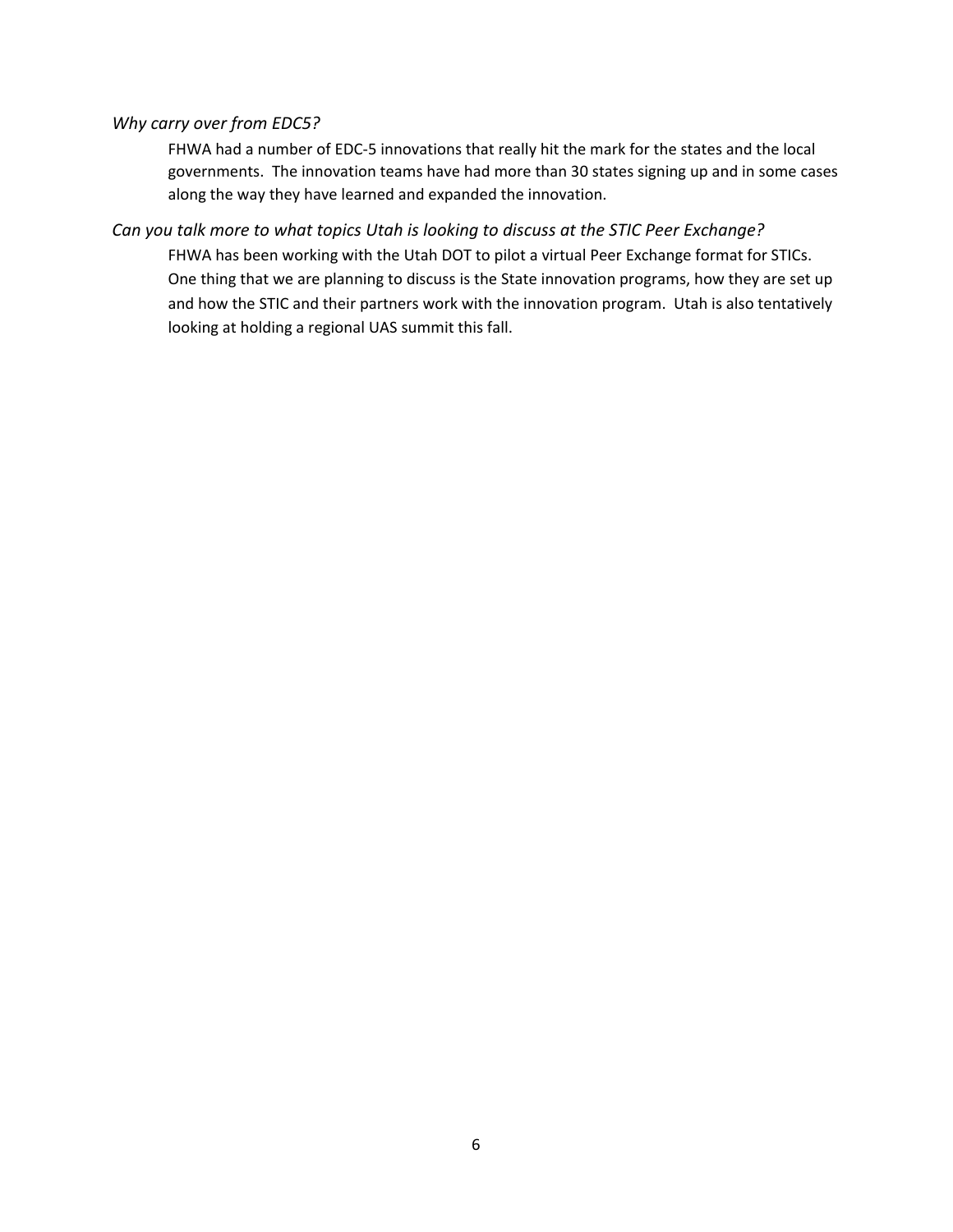*Why carry over from EDC5?*

FHWA had a number of EDC-5 innovations that really hit the mark for the states and the local governments. The innovation teams have had more than 30 states signing up and in some cases along the way they have learned and expanded the innovation.

*Can you talk more to what topics Utah is looking to discuss at the STIC Peer Exchange?*

FHWA has been working with the Utah DOT to pilot a virtual Peer Exchange format for STICs. One thing that we are planning to discuss is the State innovation programs, how they are set up and how the STIC and their partners work with the innovation program. Utah is also tentatively looking at holding a regional UAS summit this fall.